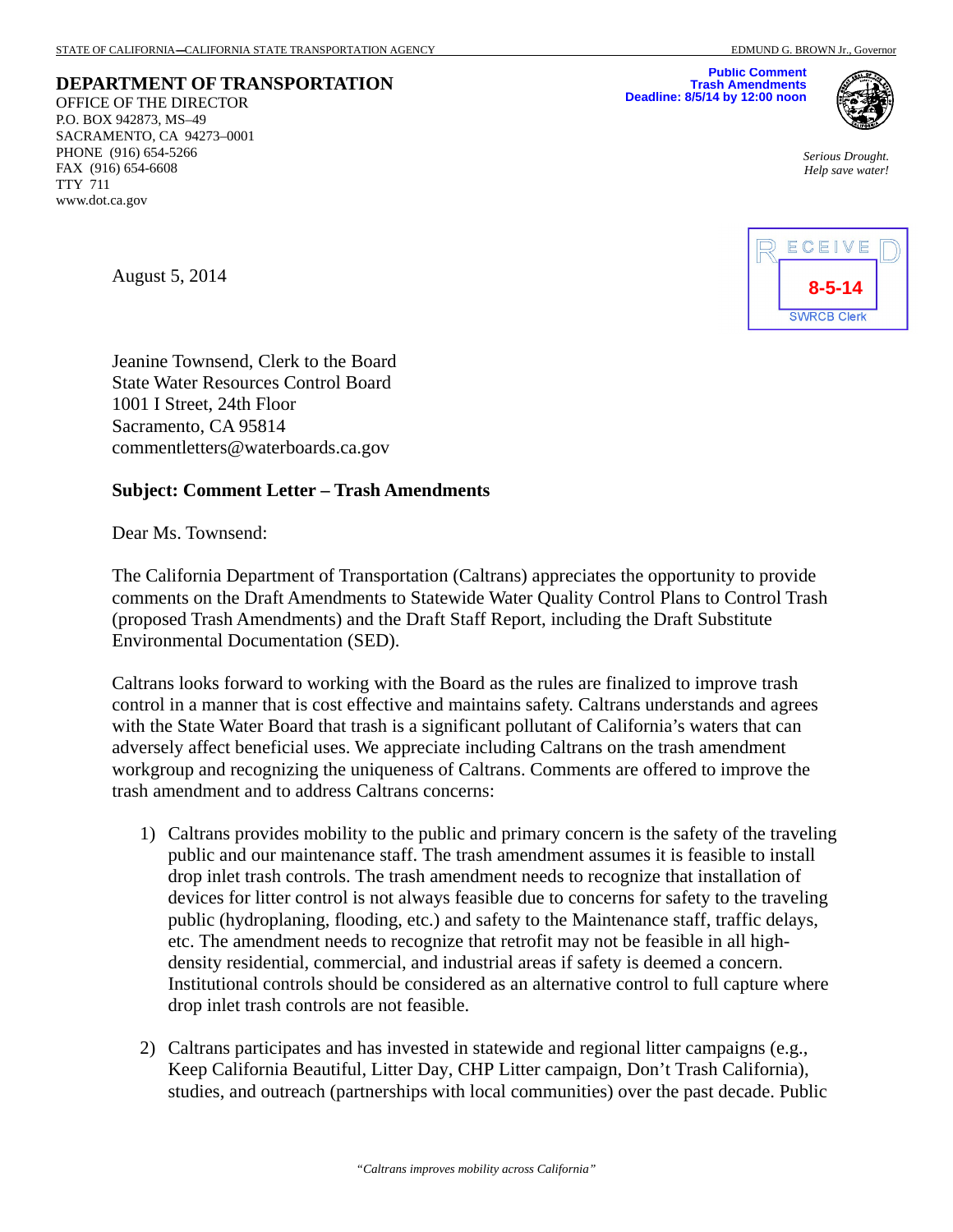STATE OF CALIFORNIA—CALIFORNIA STATE TRANSPORTATION AGENCY — EDMUND G. BROWN Jr., Governor

**DEPARTMENT OF TRANSPORTATION**
OFFICE OF THE DIRECTOR
P.O. BOX 942873, MS–49
SACRAMENTO, CA 94273–0001
PHONE (916) 654-5266
FAX (916) 654-6608
TTY 711
www.dot.ca.gov

**Public Comment**
**Trash Amendments**
**Deadline: 8/5/14 by 12:00 noon**

*Serious Drought.*
*Help save water!*

RECEIVED
8-5-14
SWRCB Clerk

August 5, 2014

Jeanine Townsend, Clerk to the Board
State Water Resources Control Board
1001 I Street, 24th Floor
Sacramento, CA 95814
commentletters@waterboards.ca.gov

**Subject: Comment Letter – Trash Amendments**

Dear Ms. Townsend:

The California Department of Transportation (Caltrans) appreciates the opportunity to provide comments on the Draft Amendments to Statewide Water Quality Control Plans to Control Trash (proposed Trash Amendments) and the Draft Staff Report, including the Draft Substitute Environmental Documentation (SED).

Caltrans looks forward to working with the Board as the rules are finalized to improve trash control in a manner that is cost effective and maintains safety. Caltrans understands and agrees with the State Water Board that trash is a significant pollutant of California's waters that can adversely affect beneficial uses. We appreciate including Caltrans on the trash amendment workgroup and recognizing the uniqueness of Caltrans. Comments are offered to improve the trash amendment and to address Caltrans concerns:

1) Caltrans provides mobility to the public and primary concern is the safety of the traveling public and our maintenance staff. The trash amendment assumes it is feasible to install drop inlet trash controls. The trash amendment needs to recognize that installation of devices for litter control is not always feasible due to concerns for safety to the traveling public (hydroplaning, flooding, etc.) and safety to the Maintenance staff, traffic delays, etc. The amendment needs to recognize that retrofit may not be feasible in all high-density residential, commercial, and industrial areas if safety is deemed a concern. Institutional controls should be considered as an alternative control to full capture where drop inlet trash controls are not feasible.

2) Caltrans participates and has invested in statewide and regional litter campaigns (e.g., Keep California Beautiful, Litter Day, CHP Litter campaign, Don't Trash California), studies, and outreach (partnerships with local communities) over the past decade. Public

*"Caltrans improves mobility across California"*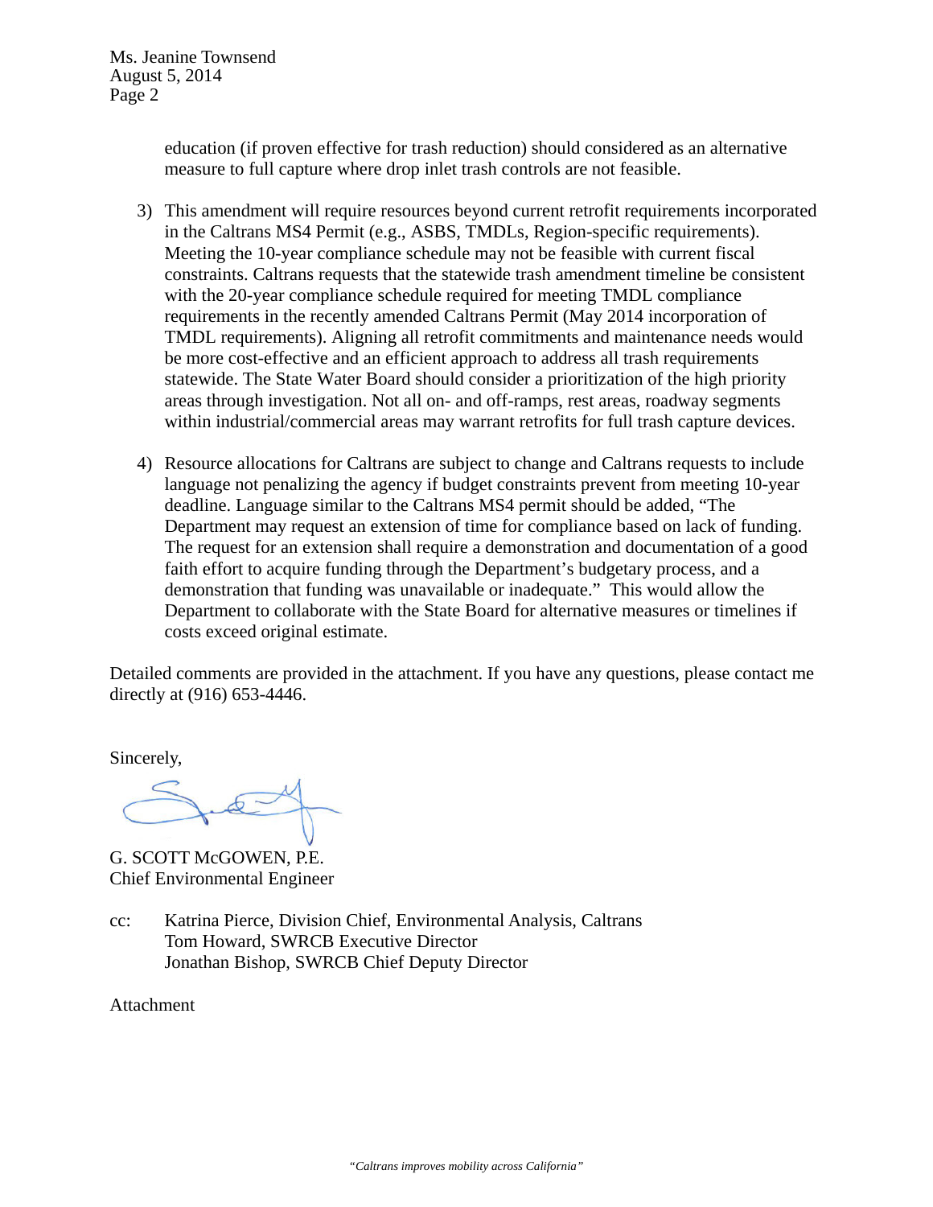education (if proven effective for trash reduction) should considered as an alternative measure to full capture where drop inlet trash controls are not feasible.

3) This amendment will require resources beyond current retrofit requirements incorporated in the Caltrans MS4 Permit (e.g., ASBS, TMDLs, Region-specific requirements). Meeting the 10-year compliance schedule may not be feasible with current fiscal constraints. Caltrans requests that the statewide trash amendment timeline be consistent with the 20-year compliance schedule required for meeting TMDL compliance requirements in the recently amended Caltrans Permit (May 2014 incorporation of TMDL requirements). Aligning all retrofit commitments and maintenance needs would be more cost-effective and an efficient approach to address all trash requirements statewide. The State Water Board should consider a prioritization of the high priority areas through investigation. Not all on- and off-ramps, rest areas, roadway segments within industrial/commercial areas may warrant retrofits for full trash capture devices.

4) Resource allocations for Caltrans are subject to change and Caltrans requests to include language not penalizing the agency if budget constraints prevent from meeting 10-year deadline. Language similar to the Caltrans MS4 permit should be added, "The Department may request an extension of time for compliance based on lack of funding. The request for an extension shall require a demonstration and documentation of a good faith effort to acquire funding through the Department's budgetary process, and a demonstration that funding was unavailable or inadequate." This would allow the Department to collaborate with the State Board for alternative measures or timelines if costs exceed original estimate.

Detailed comments are provided in the attachment. If you have any questions, please contact me directly at (916) 653-4446.

Sincerely,

G. SCOTT McGOWEN, P.E.
Chief Environmental Engineer

cc: Katrina Pierce, Division Chief, Environmental Analysis, Caltrans
Tom Howard, SWRCB Executive Director
Jonathan Bishop, SWRCB Chief Deputy Director

Attachment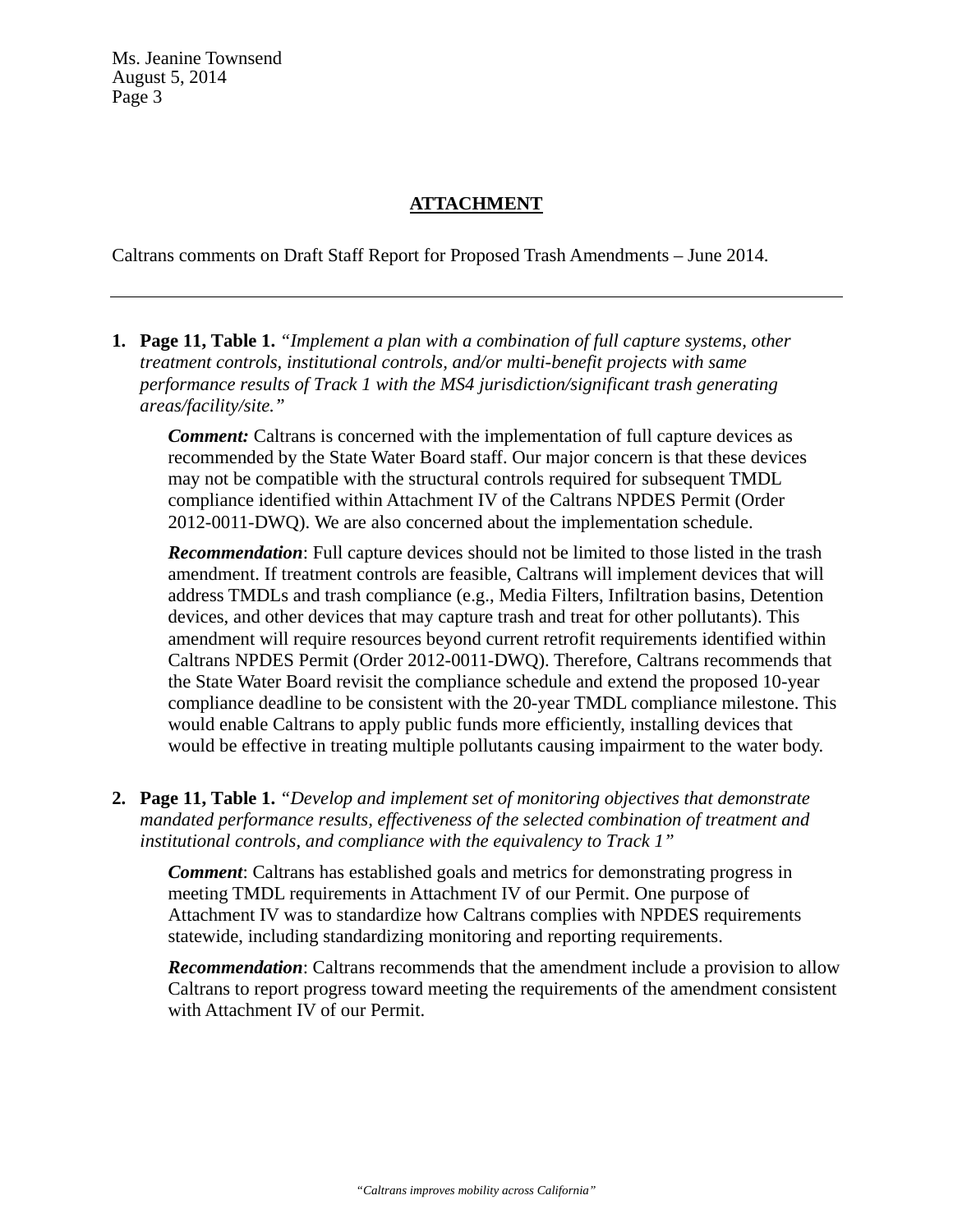## ATTACHMENT

Caltrans comments on Draft Staff Report for Proposed Trash Amendments – June 2014.

---

1. **Page 11, Table 1.** *"Implement a plan with a combination of full capture systems, other treatment controls, institutional controls, and/or multi-benefit projects with same performance results of Track 1 with the MS4 jurisdiction/significant trash generating areas/facility/site."*

   ***Comment:*** Caltrans is concerned with the implementation of full capture devices as recommended by the State Water Board staff. Our major concern is that these devices may not be compatible with the structural controls required for subsequent TMDL compliance identified within Attachment IV of the Caltrans NPDES Permit (Order 2012-0011-DWQ). We are also concerned about the implementation schedule.

   ***Recommendation***: Full capture devices should not be limited to those listed in the trash amendment. If treatment controls are feasible, Caltrans will implement devices that will address TMDLs and trash compliance (e.g., Media Filters, Infiltration basins, Detention devices, and other devices that may capture trash and treat for other pollutants). This amendment will require resources beyond current retrofit requirements identified within Caltrans NPDES Permit (Order 2012-0011-DWQ). Therefore, Caltrans recommends that the State Water Board revisit the compliance schedule and extend the proposed 10-year compliance deadline to be consistent with the 20-year TMDL compliance milestone. This would enable Caltrans to apply public funds more efficiently, installing devices that would be effective in treating multiple pollutants causing impairment to the water body.

2. **Page 11, Table 1.** *"Develop and implement set of monitoring objectives that demonstrate mandated performance results, effectiveness of the selected combination of treatment and institutional controls, and compliance with the equivalency to Track 1"*

   ***Comment***: Caltrans has established goals and metrics for demonstrating progress in meeting TMDL requirements in Attachment IV of our Permit. One purpose of Attachment IV was to standardize how Caltrans complies with NPDES requirements statewide, including standardizing monitoring and reporting requirements.

   ***Recommendation***: Caltrans recommends that the amendment include a provision to allow Caltrans to report progress toward meeting the requirements of the amendment consistent with Attachment IV of our Permit.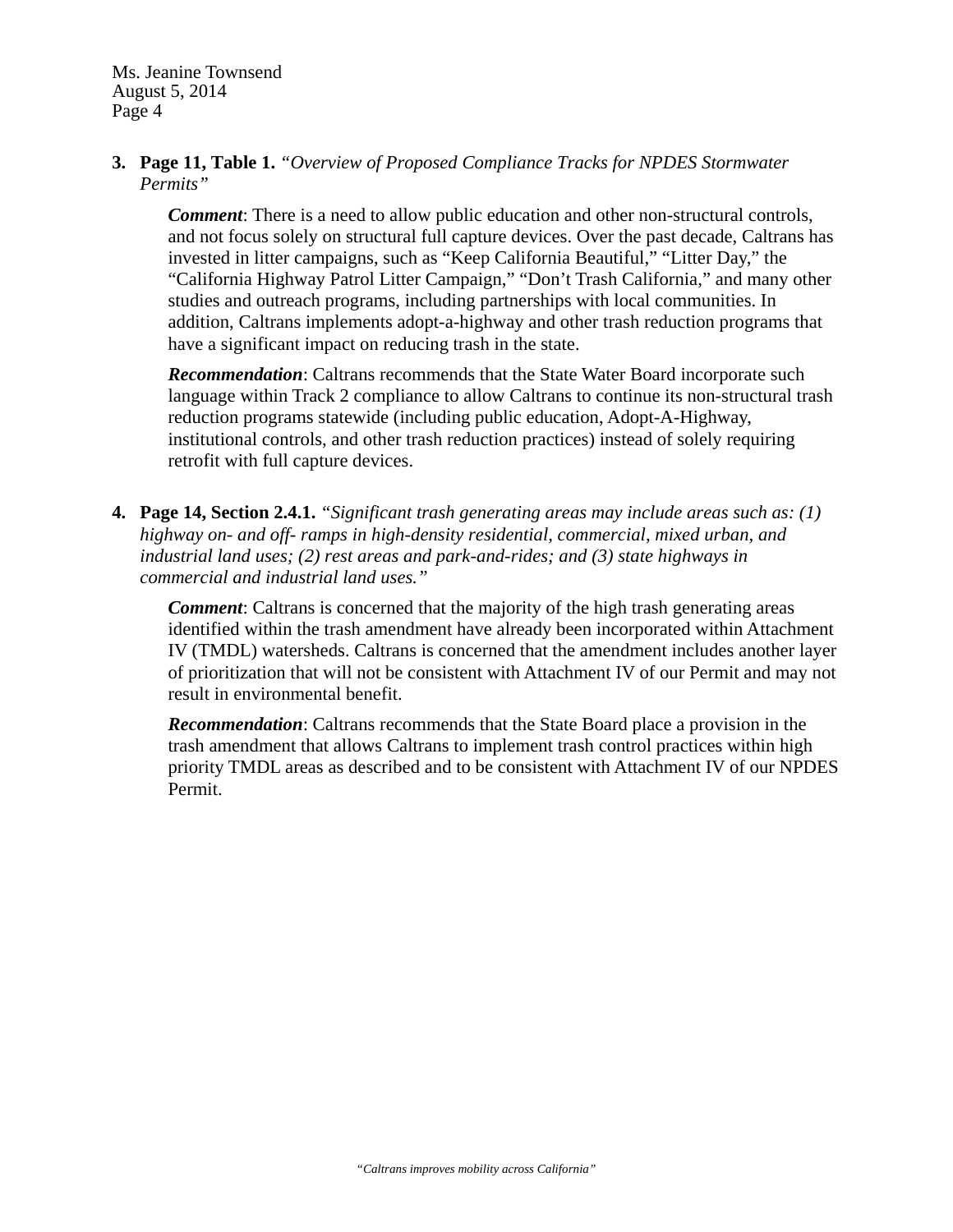3. **Page 11, Table 1.** *"Overview of Proposed Compliance Tracks for NPDES Stormwater Permits"*

    ***Comment***: There is a need to allow public education and other non-structural controls, and not focus solely on structural full capture devices. Over the past decade, Caltrans has invested in litter campaigns, such as "Keep California Beautiful," "Litter Day," the "California Highway Patrol Litter Campaign," "Don't Trash California," and many other studies and outreach programs, including partnerships with local communities. In addition, Caltrans implements adopt-a-highway and other trash reduction programs that have a significant impact on reducing trash in the state.

    ***Recommendation***: Caltrans recommends that the State Water Board incorporate such language within Track 2 compliance to allow Caltrans to continue its non-structural trash reduction programs statewide (including public education, Adopt-A-Highway, institutional controls, and other trash reduction practices) instead of solely requiring retrofit with full capture devices.

4. **Page 14, Section 2.4.1.** *"Significant trash generating areas may include areas such as: (1) highway on- and off- ramps in high-density residential, commercial, mixed urban, and industrial land uses; (2) rest areas and park-and-rides; and (3) state highways in commercial and industrial land uses."*

    ***Comment***: Caltrans is concerned that the majority of the high trash generating areas identified within the trash amendment have already been incorporated within Attachment IV (TMDL) watersheds. Caltrans is concerned that the amendment includes another layer of prioritization that will not be consistent with Attachment IV of our Permit and may not result in environmental benefit.

    ***Recommendation***: Caltrans recommends that the State Board place a provision in the trash amendment that allows Caltrans to implement trash control practices within high priority TMDL areas as described and to be consistent with Attachment IV of our NPDES Permit.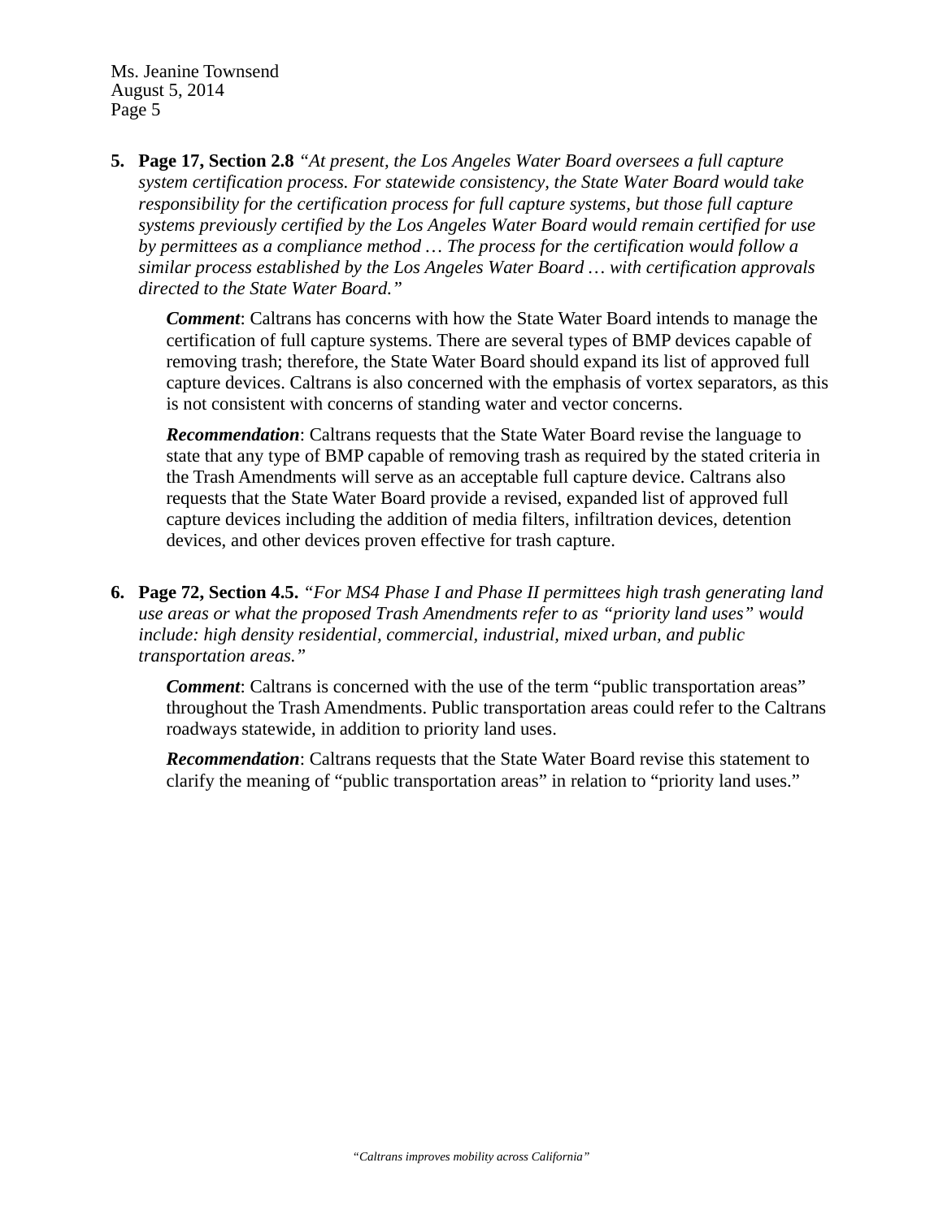5. **Page 17, Section 2.8** *"At present, the Los Angeles Water Board oversees a full capture system certification process. For statewide consistency, the State Water Board would take responsibility for the certification process for full capture systems, but those full capture systems previously certified by the Los Angeles Water Board would remain certified for use by permittees as a compliance method … The process for the certification would follow a similar process established by the Los Angeles Water Board … with certification approvals directed to the State Water Board."*

   ***Comment***: Caltrans has concerns with how the State Water Board intends to manage the certification of full capture systems. There are several types of BMP devices capable of removing trash; therefore, the State Water Board should expand its list of approved full capture devices. Caltrans is also concerned with the emphasis of vortex separators, as this is not consistent with concerns of standing water and vector concerns.

   ***Recommendation***: Caltrans requests that the State Water Board revise the language to state that any type of BMP capable of removing trash as required by the stated criteria in the Trash Amendments will serve as an acceptable full capture device. Caltrans also requests that the State Water Board provide a revised, expanded list of approved full capture devices including the addition of media filters, infiltration devices, detention devices, and other devices proven effective for trash capture.

6. **Page 72, Section 4.5.** *"For MS4 Phase I and Phase II permittees high trash generating land use areas or what the proposed Trash Amendments refer to as "priority land uses" would include: high density residential, commercial, industrial, mixed urban, and public transportation areas."*

   ***Comment***: Caltrans is concerned with the use of the term "public transportation areas" throughout the Trash Amendments. Public transportation areas could refer to the Caltrans roadways statewide, in addition to priority land uses.

   ***Recommendation***: Caltrans requests that the State Water Board revise this statement to clarify the meaning of "public transportation areas" in relation to "priority land uses."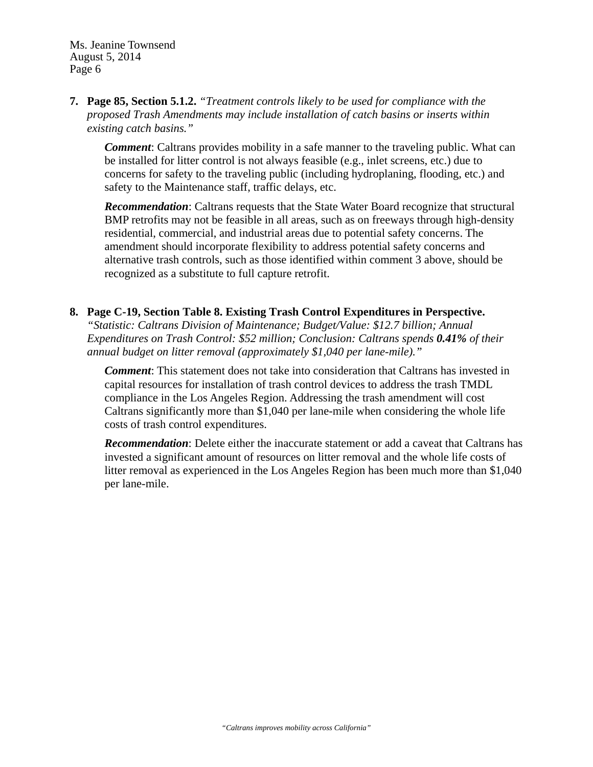7. **Page 85, Section 5.1.2.** *"Treatment controls likely to be used for compliance with the proposed Trash Amendments may include installation of catch basins or inserts within existing catch basins."*

   ***Comment***: Caltrans provides mobility in a safe manner to the traveling public. What can be installed for litter control is not always feasible (e.g., inlet screens, etc.) due to concerns for safety to the traveling public (including hydroplaning, flooding, etc.) and safety to the Maintenance staff, traffic delays, etc.

   ***Recommendation***: Caltrans requests that the State Water Board recognize that structural BMP retrofits may not be feasible in all areas, such as on freeways through high-density residential, commercial, and industrial areas due to potential safety concerns. The amendment should incorporate flexibility to address potential safety concerns and alternative trash controls, such as those identified within comment 3 above, should be recognized as a substitute to full capture retrofit.

8. **Page C-19, Section Table 8. Existing Trash Control Expenditures in Perspective.** *"Statistic: Caltrans Division of Maintenance; Budget/Value: $12.7 billion; Annual Expenditures on Trash Control: $52 million; Conclusion: Caltrans spends **0.41%** of their annual budget on litter removal (approximately $1,040 per lane-mile)."*

   ***Comment***: This statement does not take into consideration that Caltrans has invested in capital resources for installation of trash control devices to address the trash TMDL compliance in the Los Angeles Region. Addressing the trash amendment will cost Caltrans significantly more than $1,040 per lane-mile when considering the whole life costs of trash control expenditures.

   ***Recommendation***: Delete either the inaccurate statement or add a caveat that Caltrans has invested a significant amount of resources on litter removal and the whole life costs of litter removal as experienced in the Los Angeles Region has been much more than $1,040 per lane-mile.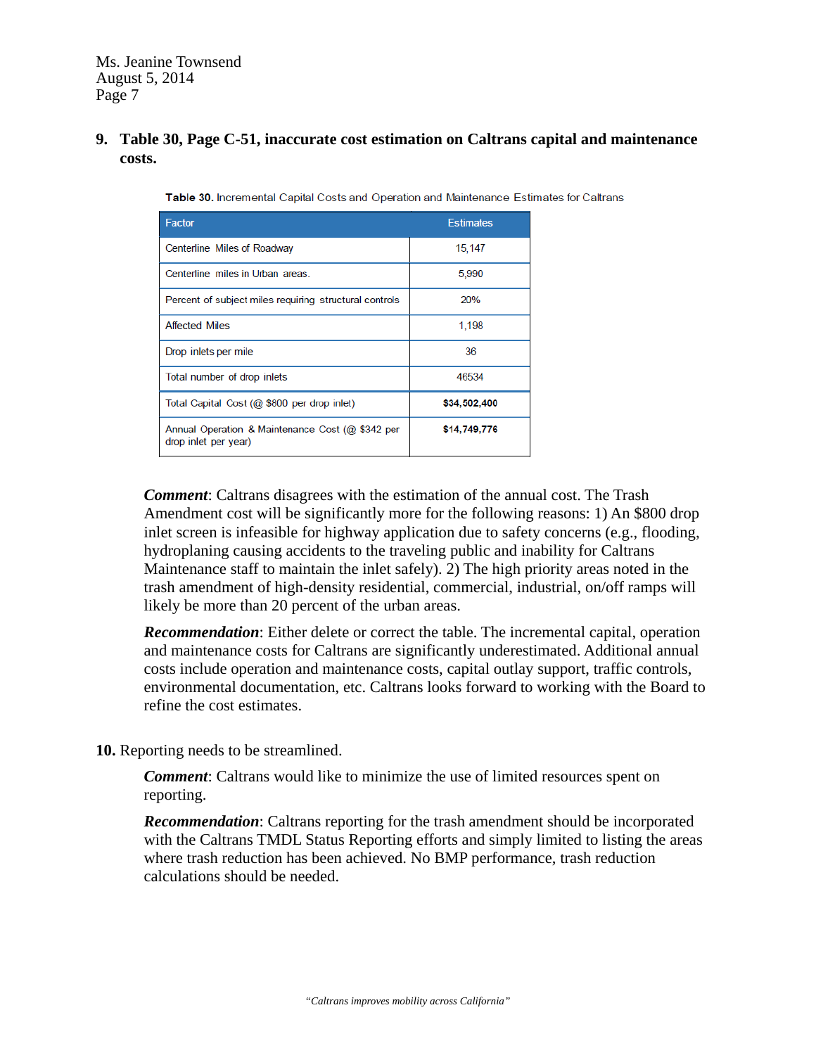**9. Table 30, Page C-51, inaccurate cost estimation on Caltrans capital and maintenance costs.**

**Table 30.** Incremental Capital Costs and Operation and Maintenance Estimates for Caltrans

| Factor | Estimates |
|---|---|
| Centerline Miles of Roadway | 15,147 |
| Centerline miles in Urban areas. | 5,990 |
| Percent of subject miles requiring structural controls | 20% |
| Affected Miles | 1,198 |
| Drop inlets per mile | 36 |
| Total number of drop inlets | 46534 |
| Total Capital Cost (@ $800 per drop inlet) | **$34,502,400** |
| Annual Operation & Maintenance Cost (@ $342 per drop inlet per year) | **$14,749,776** |

***Comment***: Caltrans disagrees with the estimation of the annual cost. The Trash Amendment cost will be significantly more for the following reasons: 1) An $800 drop inlet screen is infeasible for highway application due to safety concerns (e.g., flooding, hydroplaning causing accidents to the traveling public and inability for Caltrans Maintenance staff to maintain the inlet safely). 2) The high priority areas noted in the trash amendment of high-density residential, commercial, industrial, on/off ramps will likely be more than 20 percent of the urban areas.

***Recommendation***: Either delete or correct the table. The incremental capital, operation and maintenance costs for Caltrans are significantly underestimated. Additional annual costs include operation and maintenance costs, capital outlay support, traffic controls, environmental documentation, etc. Caltrans looks forward to working with the Board to refine the cost estimates.

**10.** Reporting needs to be streamlined.

***Comment***: Caltrans would like to minimize the use of limited resources spent on reporting.

***Recommendation***: Caltrans reporting for the trash amendment should be incorporated with the Caltrans TMDL Status Reporting efforts and simply limited to listing the areas where trash reduction has been achieved. No BMP performance, trash reduction calculations should be needed.